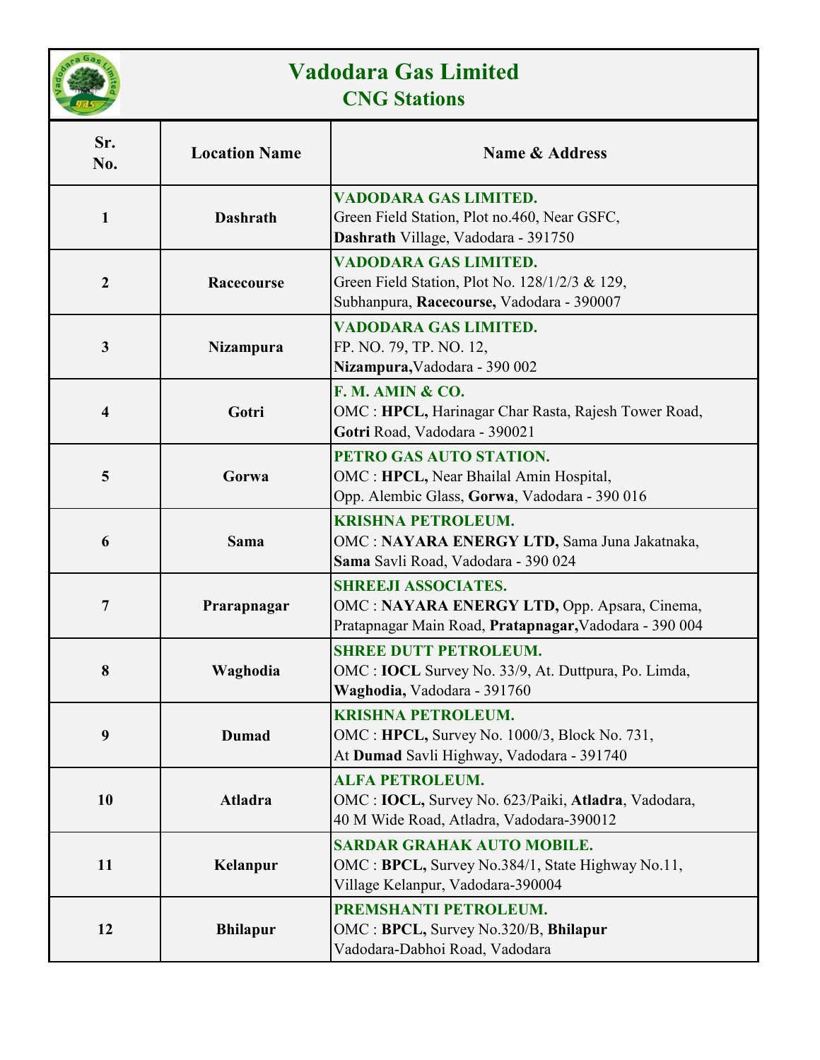# Vadodara Gas Limited
## CNG Stations

| Sr. No. | Location Name | Name & Address |
|---|---|---|
| 1 | Dashrath | **VADODARA GAS LIMITED.**<br>Green Field Station, Plot no.460, Near GSFC,<br>**Dashrath** Village, Vadodara - 391750 |
| 2 | Racecourse | **VADODARA GAS LIMITED.**<br>Green Field Station, Plot No. 128/1/2/3 & 129,<br>Subhanpura, **Racecourse,** Vadodara - 390007 |
| 3 | Nizampura | **VADODARA GAS LIMITED.**<br>FP. NO. 79, TP. NO. 12,<br>**Nizampura,**Vadodara - 390 002 |
| 4 | Gotri | **F. M. AMIN & CO.**<br>OMC : **HPCL,** Harinagar Char Rasta, Rajesh Tower Road,<br>**Gotri** Road, Vadodara - 390021 |
| 5 | Gorwa | **PETRO GAS AUTO STATION.**<br>OMC : **HPCL,** Near Bhailal Amin Hospital,<br>Opp. Alembic Glass, **Gorwa**, Vadodara - 390 016 |
| 6 | Sama | **KRISHNA PETROLEUM.**<br>OMC : **NAYARA ENERGY LTD,** Sama Juna Jakatnaka,<br>**Sama** Savli Road, Vadodara - 390 024 |
| 7 | Prarapnagar | **SHREEJI ASSOCIATES.**<br>OMC : **NAYARA ENERGY LTD,** Opp. Apsara, Cinema,<br>Pratapnagar Main Road, **Pratapnagar,**Vadodara - 390 004 |
| 8 | Waghodia | **SHREE DUTT PETROLEUM.**<br>OMC : **IOCL** Survey No. 33/9, At. Duttpura, Po. Limda,<br>**Waghodia,** Vadodara - 391760 |
| 9 | Dumad | **KRISHNA PETROLEUM.**<br>OMC : **HPCL,** Survey No. 1000/3, Block No. 731,<br>At **Dumad** Savli Highway, Vadodara - 391740 |
| 10 | Atladra | **ALFA PETROLEUM.**<br>OMC : **IOCL,** Survey No. 623/Paiki, **Atladra**, Vadodara,<br>40 M Wide Road, Atladra, Vadodara-390012 |
| 11 | Kelanpur | **SARDAR GRAHAK AUTO MOBILE.**<br>OMC : **BPCL,** Survey No.384/1, State Highway No.11,<br>Village Kelanpur, Vadodara-390004 |
| 12 | Bhilapur | **PREMSHANTI PETROLEUM.**<br>OMC : **BPCL,** Survey No.320/B, **Bhilapur**<br>Vadodara-Dabhoi Road, Vadodara |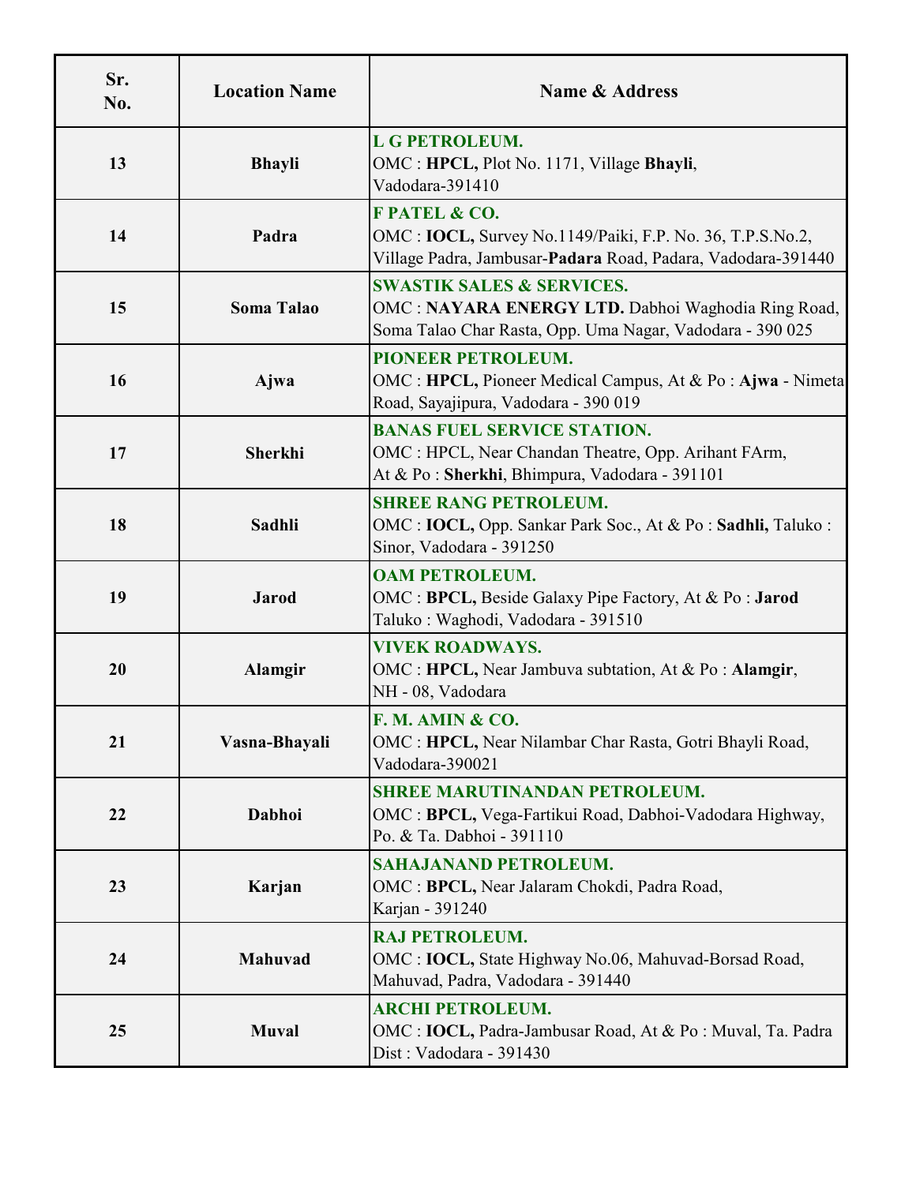| Sr. No. | Location Name | Name & Address |
|---|---|---|
| **13** | **Bhayli** | **L G PETROLEUM.**<br>OMC : **HPCL,** Plot No. 1171, Village **Bhayli**,<br>Vadodara-391410 |
| **14** | **Padra** | **F PATEL & CO.**<br>OMC : **IOCL,** Survey No.1149/Paiki, F.P. No. 36, T.P.S.No.2,<br>Village Padra, Jambusar-**Padara** Road, Padara, Vadodara-391440 |
| **15** | **Soma Talao** | **SWASTIK SALES & SERVICES.**<br>OMC : **NAYARA ENERGY LTD.** Dabhoi Waghodia Ring Road,<br>Soma Talao Char Rasta, Opp. Uma Nagar, Vadodara - 390 025 |
| **16** | **Ajwa** | **PIONEER PETROLEUM.**<br>OMC : **HPCL,** Pioneer Medical Campus, At & Po : **Ajwa** - Nimeta<br>Road, Sayajipura, Vadodara - 390 019 |
| **17** | **Sherkhi** | **BANAS FUEL SERVICE STATION.**<br>OMC : HPCL, Near Chandan Theatre, Opp. Arihant FArm,<br>At & Po : **Sherkhi**, Bhimpura, Vadodara - 391101 |
| **18** | **Sadhli** | **SHREE RANG PETROLEUM.**<br>OMC : **IOCL,** Opp. Sankar Park Soc., At & Po : **Sadhli,** Taluko :<br>Sinor, Vadodara - 391250 |
| **19** | **Jarod** | **OAM PETROLEUM.**<br>OMC : **BPCL,** Beside Galaxy Pipe Factory, At & Po : **Jarod**<br>Taluko : Waghodi, Vadodara - 391510 |
| **20** | **Alamgir** | **VIVEK ROADWAYS.**<br>OMC : **HPCL,** Near Jambuva subtation, At & Po : **Alamgir**,<br>NH - 08, Vadodara |
| **21** | **Vasna-Bhayali** | **F. M. AMIN & CO.**<br>OMC : **HPCL,** Near Nilambar Char Rasta, Gotri Bhayli Road,<br>Vadodara-390021 |
| **22** | **Dabhoi** | **SHREE MARUTINANDAN PETROLEUM.**<br>OMC : **BPCL,** Vega-Fartikui Road, Dabhoi-Vadodara Highway,<br>Po. & Ta. Dabhoi - 391110 |
| **23** | **Karjan** | **SAHAJANAND PETROLEUM.**<br>OMC : **BPCL,** Near Jalaram Chokdi, Padra Road,<br>Karjan - 391240 |
| **24** | **Mahuvad** | **RAJ PETROLEUM.**<br>OMC : **IOCL,** State Highway No.06, Mahuvad-Borsad Road,<br>Mahuvad, Padra, Vadodara - 391440 |
| **25** | **Muval** | **ARCHI PETROLEUM.**<br>OMC : **IOCL,** Padra-Jambusar Road, At & Po : Muval, Ta. Padra<br>Dist : Vadodara - 391430 |